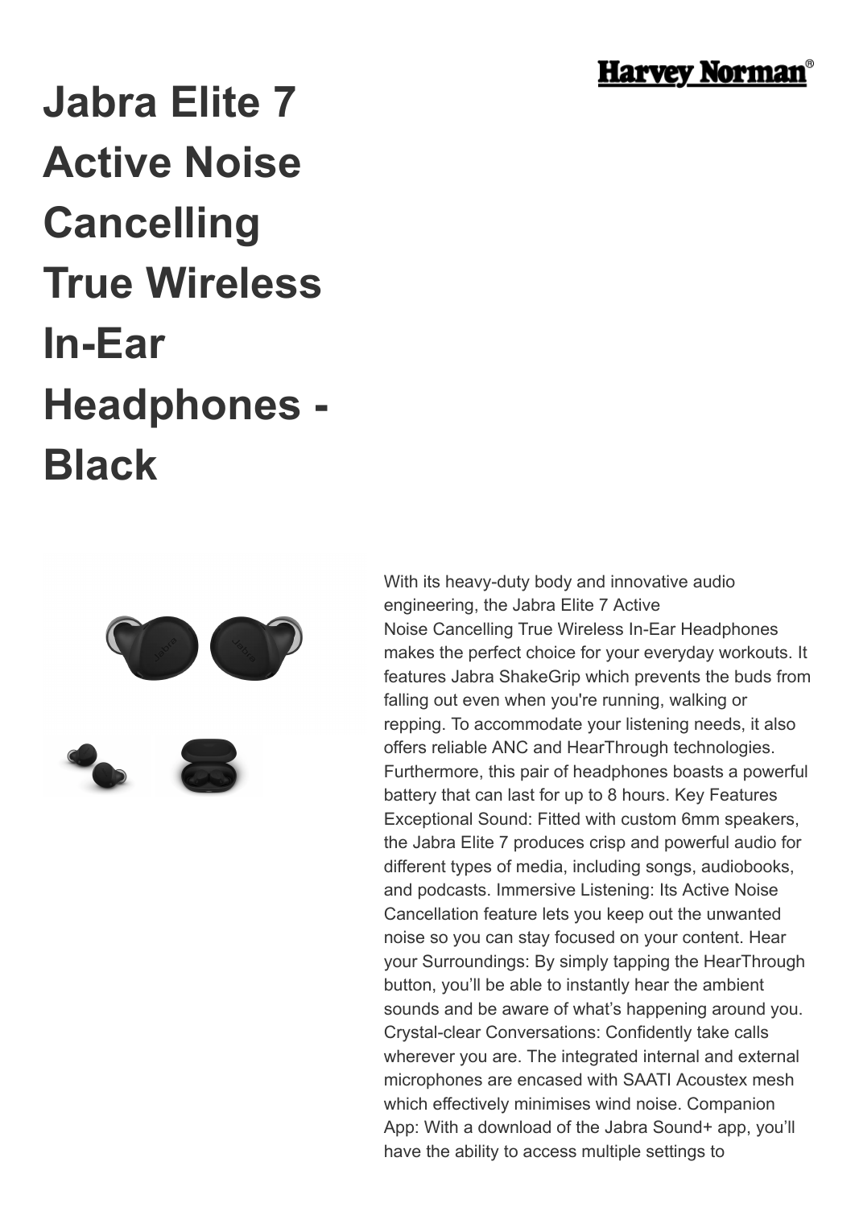# Jabra Elite 7 Active Noise Cancelling True Wireless In-Ear Headphones - Black

With its heavy-duty body and innovative audio engineering, the Jabra Elite 7 Active Noise Cancelling True Wireless In-Ear Headphones makes the perfect choice for your everyday workouts. It features Jabra ShakeGrip which prevents the buds from falling out even when you're running, walking or repping. To accommodate your listening needs, it also offers reliable ANC and HearThrough technologies. Furthermore, this pair of headphones boasts a powerful battery that can last for up to 8 hours. Key Features Exceptional Sound: Fitted with custom 6mm speakers, the Jabra Elite 7 produces crisp and powerful audio for different types of media, including songs, audiobooks, and podcasts. Immersive Listening: Its Active Noise Cancellation feature lets you keep out the unwanted noise so you can stay focused on your content. Hear your Surroundings: By simply tapping the HearThrough button, you'll be able to instantly hear the ambient sounds and be aware of what's happening around you. Crystal-clear Conversations: Confidently take calls wherever you are. The integrated internal and external microphones are encased with SAATI Acoustex mesh which effectively minimises wind noise. Companion App: With a download of the Jabra Sound+ app, you'll have the ability to access multiple settings to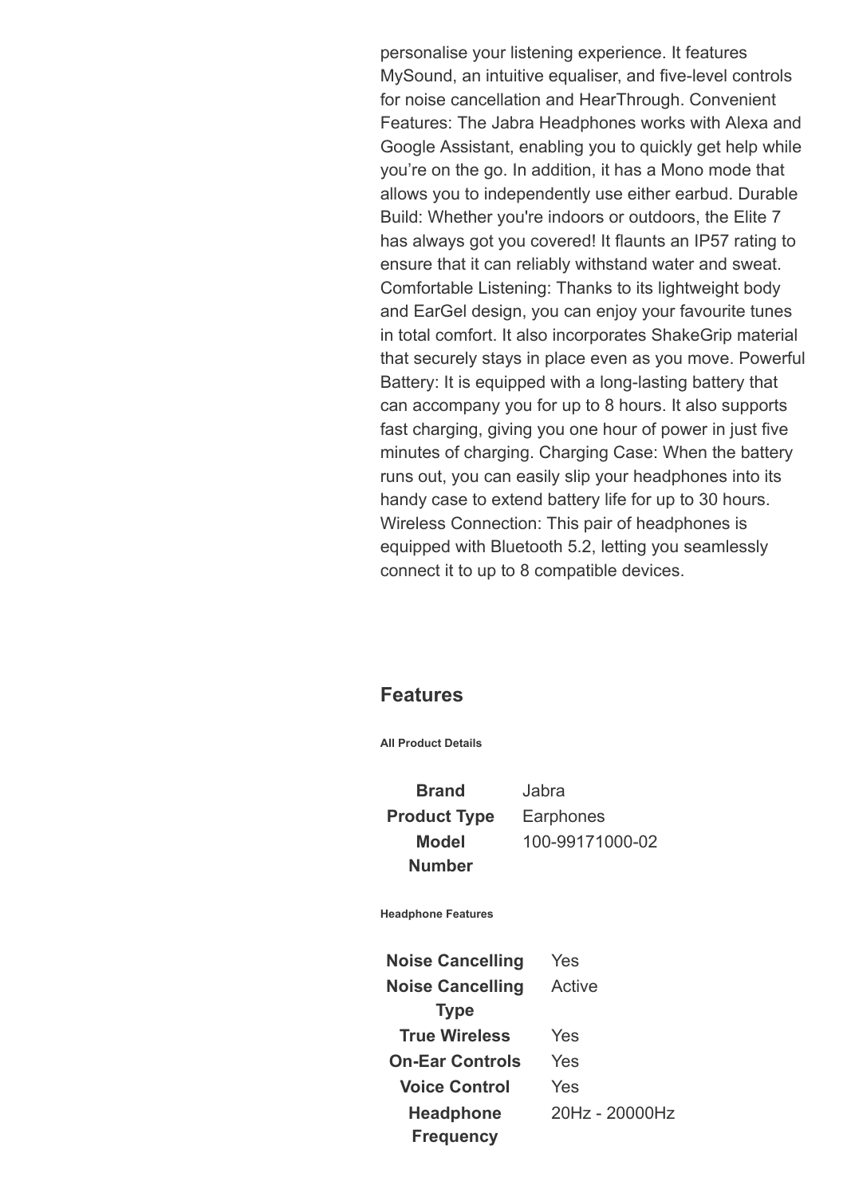personalise your listening experience. It features MySound, an intuitive equaliser, and five-level controls for noise cancellation and HearThrough. Convenient Features: The Jabra Headphones works with Alexa and Google Assistant, enabling you to quickly get help while you're on the go. In addition, it has a Mono mode that allows you to independently use either earbud. Durable Build: Whether you're indoors or outdoors, the Elite 7 has always got you covered! It flaunts an IP57 rating to ensure that it can reliably withstand water and sweat. Comfortable Listening: Thanks to its lightweight body and EarGel design, you can enjoy your favourite tunes in total comfort. It also incorporates ShakeGrip material that securely stays in place even as you move. Powerful Battery: It is equipped with a long-lasting battery that can accompany you for up to 8 hours. It also supports fast charging, giving you one hour of power in just five minutes of charging. Charging Case: When the battery runs out, you can easily slip your headphones into its handy case to extend battery life for up to 30 hours. Wireless Connection: This pair of headphones is equipped with Bluetooth 5.2, letting you seamlessly connect it to up to 8 compatible devices.

## Features

**All Product Details**

| | |
|---|---|
| **Brand** | Jabra |
| **Product Type** | Earphones |
| **Model Number** | 100-99171000-02 |

**Headphone Features**

| | |
|---|---|
| **Noise Cancelling** | Yes |
| **Noise Cancelling Type** | Active |
| **True Wireless** | Yes |
| **On-Ear Controls** | Yes |
| **Voice Control** | Yes |
| **Headphone Frequency** | 20Hz - 20000Hz |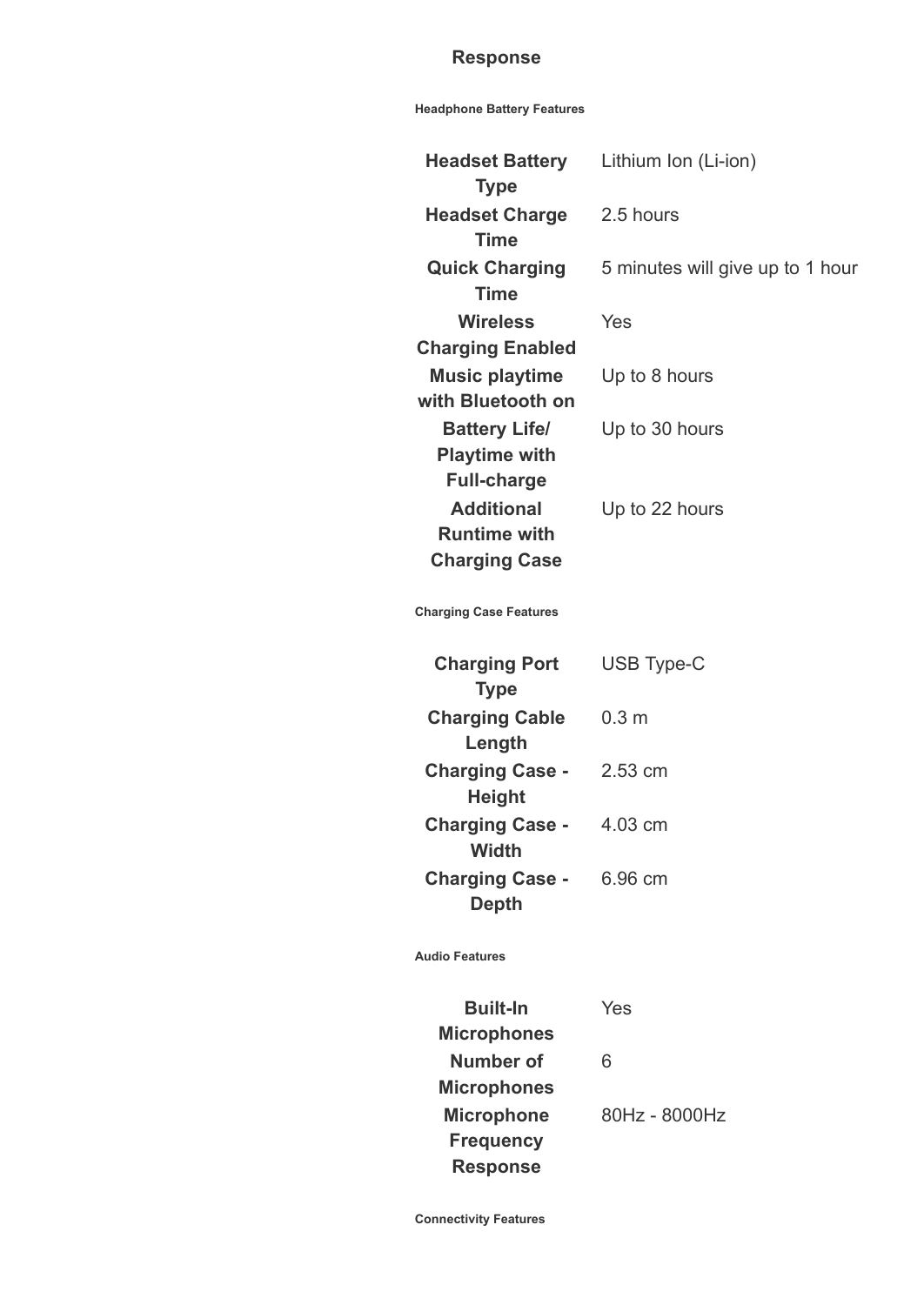Response

#### Headphone Battery Features

| | |
|---|---|
| **Headset Battery Type** | Lithium Ion (Li-ion) |
| **Headset Charge Time** | 2.5 hours |
| **Quick Charging Time** | 5 minutes will give up to 1 hour |
| **Wireless Charging Enabled** | Yes |
| **Music playtime with Bluetooth on** | Up to 8 hours |
| **Battery Life/ Playtime with Full-charge** | Up to 30 hours |
| **Additional Runtime with Charging Case** | Up to 22 hours |

#### Charging Case Features

| | |
|---|---|
| **Charging Port Type** | USB Type-C |
| **Charging Cable Length** | 0.3 m |
| **Charging Case - Height** | 2.53 cm |
| **Charging Case - Width** | 4.03 cm |
| **Charging Case - Depth** | 6.96 cm |

#### Audio Features

| | |
|---|---|
| **Built-In Microphones** | Yes |
| **Number of Microphones** | 6 |
| **Microphone Frequency Response** | 80Hz - 8000Hz |

#### Connectivity Features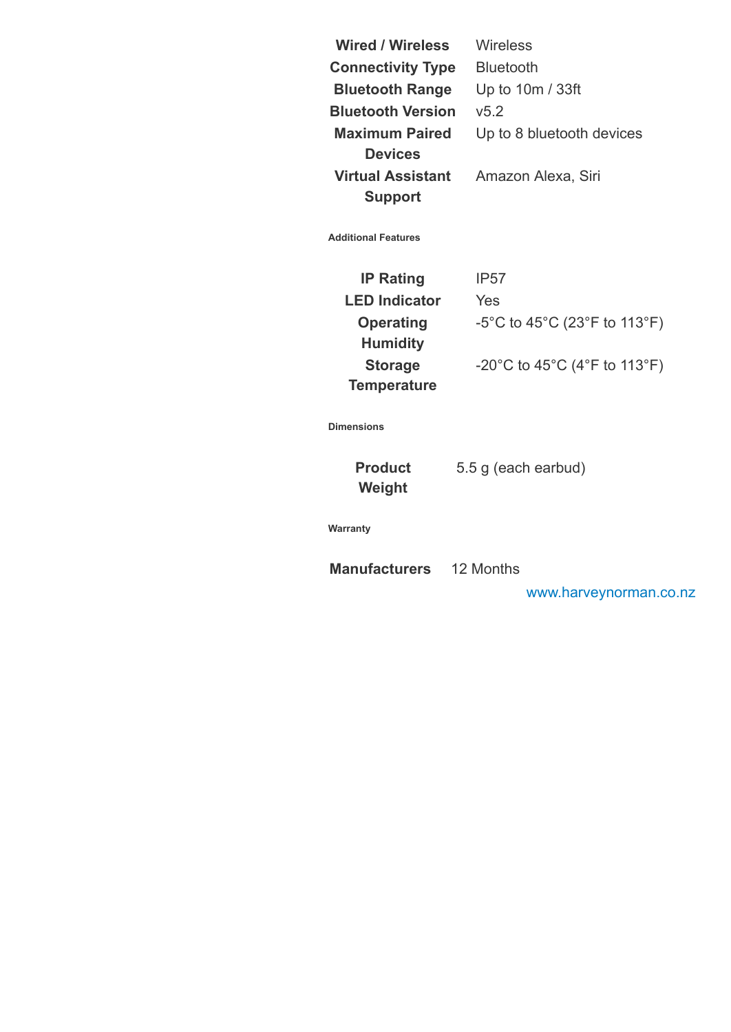| | |
|---|---|
| **Wired / Wireless** | Wireless |
| **Connectivity Type** | Bluetooth |
| **Bluetooth Range** | Up to 10m / 33ft |
| **Bluetooth Version** | v5.2 |
| **Maximum Paired Devices** | Up to 8 bluetooth devices |
| **Virtual Assistant Support** | Amazon Alexa, Siri |

**Additional Features**

| | |
|---|---|
| **IP Rating** | IP57 |
| **LED Indicator** | Yes |
| **Operating Humidity** | -5°C to 45°C (23°F to 113°F) |
| **Storage Temperature** | -20°C to 45°C (4°F to 113°F) |

**Dimensions**

| | |
|---|---|
| **Product Weight** | 5.5 g (each earbud) |

**Warranty**

| | |
|---|---|
| **Manufacturers** | 12 Months |

www.harveynorman.co.nz